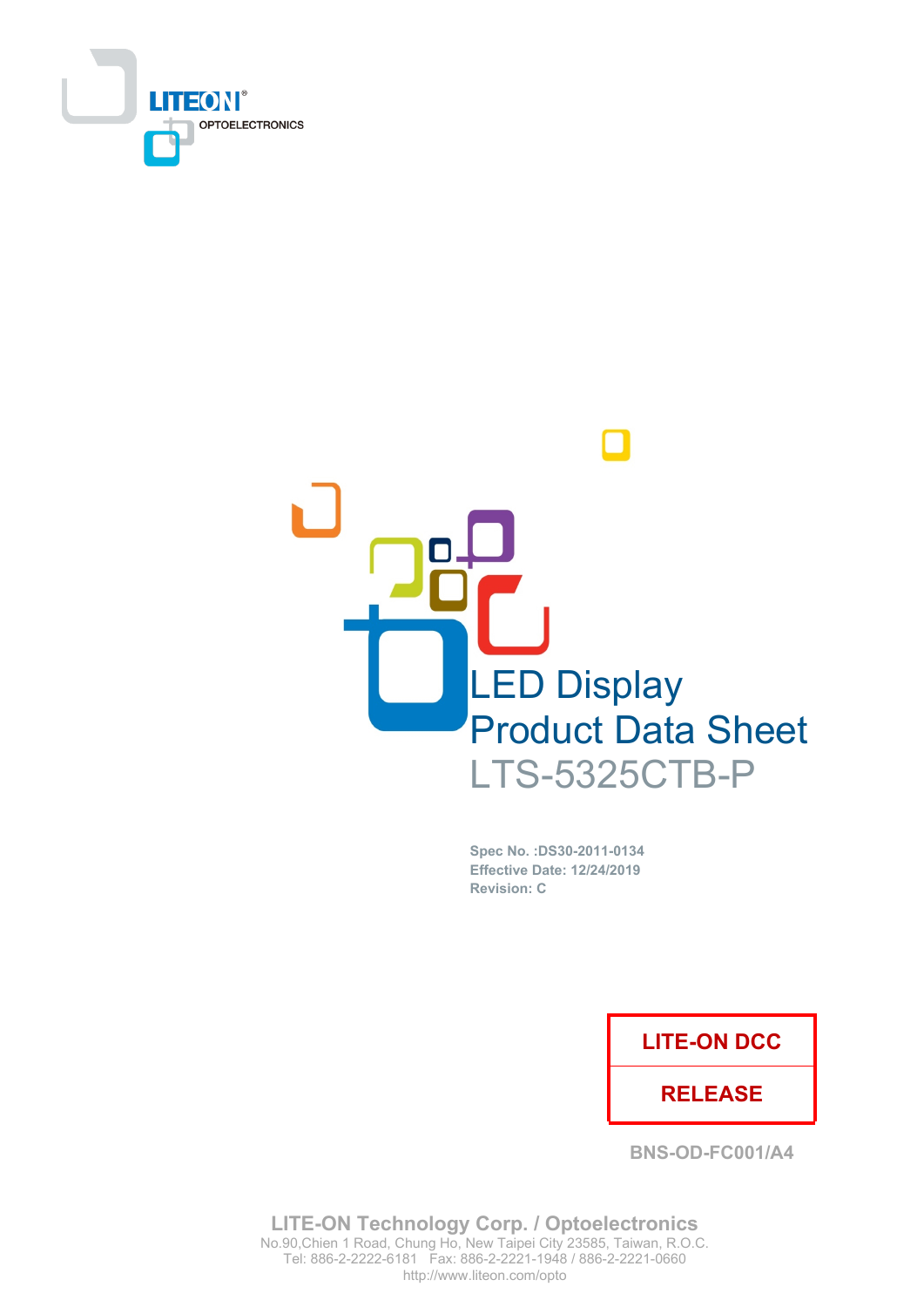LITEON
OPTOELECTRONICS

# LED Display
# Product Data Sheet
# LTS-5325CTB-P

**Spec No. :DS30-2011-0134**
**Effective Date: 12/24/2019**
**Revision: C**

| LITE-ON DCC |
| --- |
| RELEASE |

**BNS-OD-FC001/A4**

**LITE-ON Technology Corp. / Optoelectronics**
No.90,Chien 1 Road, Chung Ho, New Taipei City 23585, Taiwan, R.O.C.
Tel: 886-2-2222-6181 Fax: 886-2-2221-1948 / 886-2-2221-0660
http://www.liteon.com/opto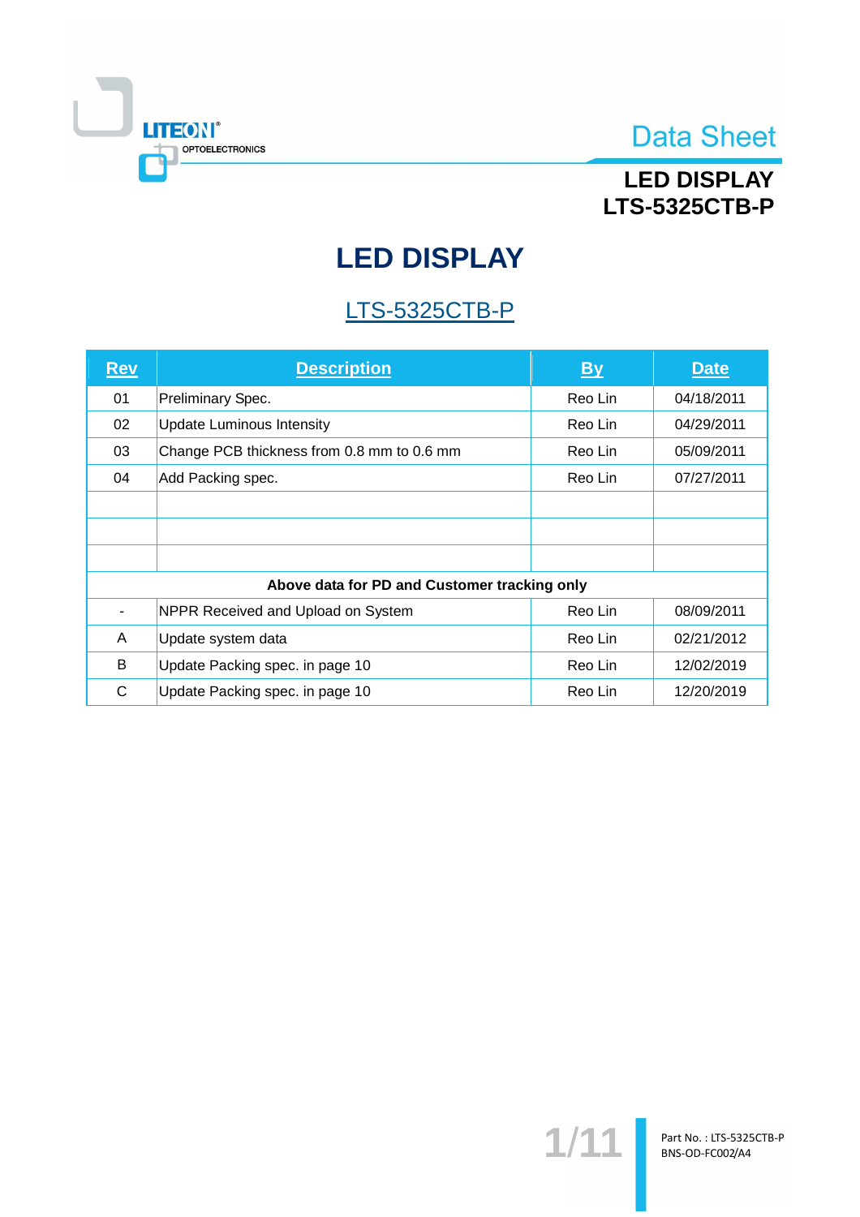# LED DISPLAY

## LTS-5325CTB-P

| Rev | Description | By | Date |
|---|---|---|---|
| 01 | Preliminary Spec. | Reo Lin | 04/18/2011 |
| 02 | Update Luminous Intensity | Reo Lin | 04/29/2011 |
| 03 | Change PCB thickness from 0.8 mm to 0.6 mm | Reo Lin | 05/09/2011 |
| 04 | Add Packing spec. | Reo Lin | 07/27/2011 |
| | | | |
| | | | |
| | | | |
| **Above data for PD and Customer tracking only** | | | |
| - | NPPR Received and Upload on System | Reo Lin | 08/09/2011 |
| A | Update system data | Reo Lin | 02/21/2012 |
| B | Update Packing spec. in page 10 | Reo Lin | 12/02/2019 |
| C | Update Packing spec. in page 10 | Reo Lin | 12/20/2019 |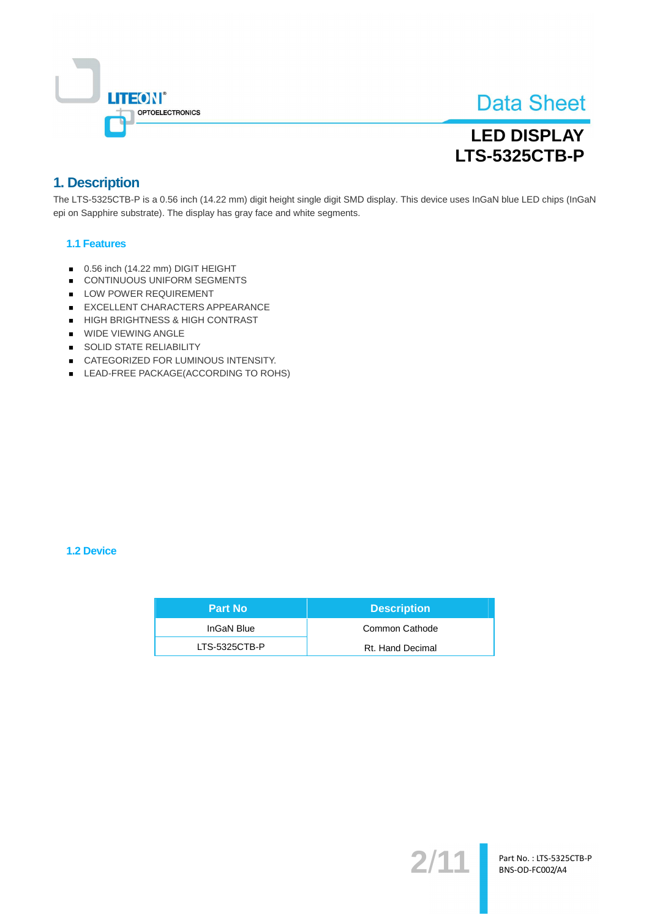# 1. Description

The LTS-5325CTB-P is a 0.56 inch (14.22 mm) digit height single digit SMD display. This device uses InGaN blue LED chips (InGaN epi on Sapphire substrate). The display has gray face and white segments.

### 1.1 Features

- 0.56 inch (14.22 mm) DIGIT HEIGHT
- CONTINUOUS UNIFORM SEGMENTS
- LOW POWER REQUIREMENT
- EXCELLENT CHARACTERS APPEARANCE
- HIGH BRIGHTNESS & HIGH CONTRAST
- WIDE VIEWING ANGLE
- SOLID STATE RELIABILITY
- CATEGORIZED FOR LUMINOUS INTENSITY.
- LEAD-FREE PACKAGE(ACCORDING TO ROHS)

### 1.2 Device

| Part No | Description |
|---|---|
| InGaN Blue | Common Cathode |
| LTS-5325CTB-P | Rt. Hand Decimal |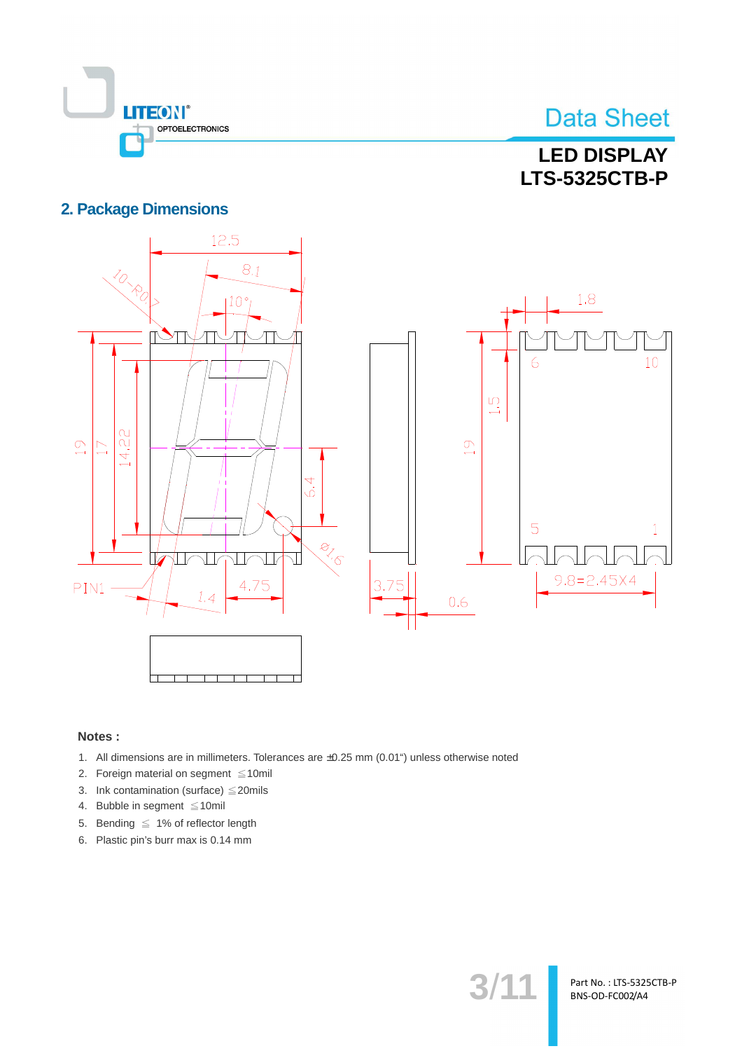## 2. Package Dimensions

**Notes :**

1. All dimensions are in millimeters. Tolerances are ±0.25 mm (0.01") unless otherwise noted
2. Foreign material on segment ≦10mil
3. Ink contamination (surface) ≦20mils
4. Bubble in segment ≦10mil
5. Bending ≦ 1% of reflector length
6. Plastic pin's burr max is 0.14 mm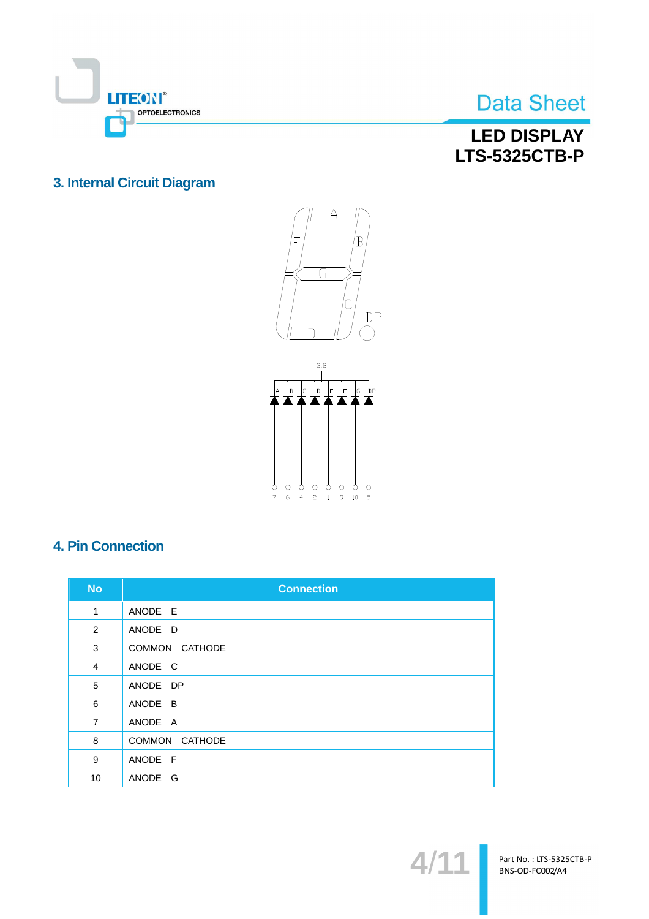## 3. Internal Circuit Diagram

## 4. Pin Connection

| No | Connection |
|---|---|
| 1 | ANODE E |
| 2 | ANODE D |
| 3 | COMMON CATHODE |
| 4 | ANODE C |
| 5 | ANODE DP |
| 6 | ANODE B |
| 7 | ANODE A |
| 8 | COMMON CATHODE |
| 9 | ANODE F |
| 10 | ANODE G |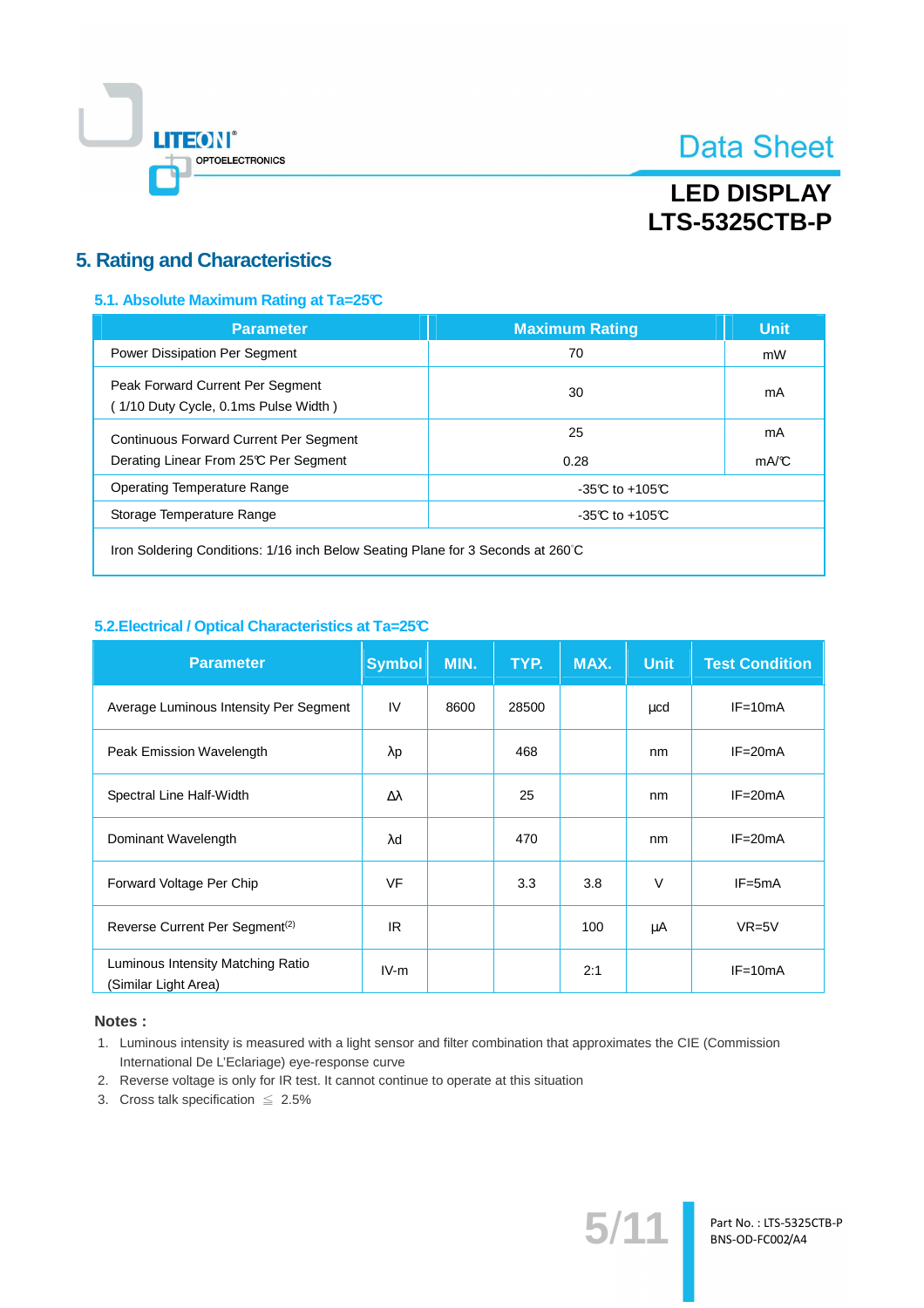# 5. Rating and Characteristics

## 5.1. Absolute Maximum Rating at Ta=25℃

| Parameter | Maximum Rating | Unit |
|---|---|---|
| Power Dissipation Per Segment | 70 | mW |
| Peak Forward Current Per Segment ( 1/10 Duty Cycle, 0.1ms Pulse Width ) | 30 | mA |
| Continuous Forward Current Per Segment | 25 | mA |
| Derating Linear From 25℃ Per Segment | 0.28 | mA/℃ |
| Operating Temperature Range | -35℃ to +105℃ | |
| Storage Temperature Range | -35℃ to +105℃ | |
| Iron Soldering Conditions: 1/16 inch Below Seating Plane for 3 Seconds at 260°C | | |

## 5.2.Electrical / Optical Characteristics at Ta=25℃

| Parameter | Symbol | MIN. | TYP. | MAX. | Unit | Test Condition |
|---|---|---|---|---|---|---|
| Average Luminous Intensity Per Segment | IV | 8600 | 28500 | | μcd | IF=10mA |
| Peak Emission Wavelength | λp | | 468 | | nm | IF=20mA |
| Spectral Line Half-Width | Δλ | | 25 | | nm | IF=20mA |
| Dominant Wavelength | λd | | 470 | | nm | IF=20mA |
| Forward Voltage Per Chip | VF | | 3.3 | 3.8 | V | IF=5mA |
| Reverse Current Per Segment(2) | IR | | | 100 | μA | VR=5V |
| Luminous Intensity Matching Ratio (Similar Light Area) | IV-m | | | 2:1 | | IF=10mA |

**Notes :**

1. Luminous intensity is measured with a light sensor and filter combination that approximates the CIE (Commission International De L'Eclariage) eye-response curve
2. Reverse voltage is only for IR test. It cannot continue to operate at this situation
3. Cross talk specification ≦ 2.5%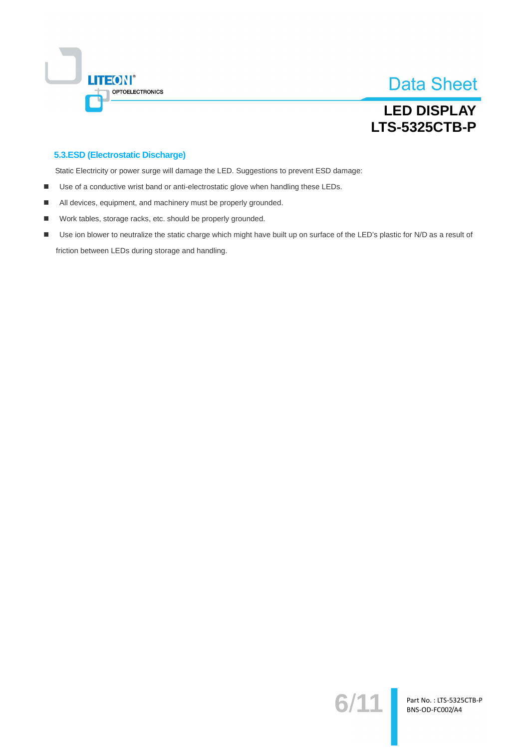### 5.3.ESD (Electrostatic Discharge)

Static Electricity or power surge will damage the LED. Suggestions to prevent ESD damage:

- Use of a conductive wrist band or anti-electrostatic glove when handling these LEDs.
- All devices, equipment, and machinery must be properly grounded.
- Work tables, storage racks, etc. should be properly grounded.
- Use ion blower to neutralize the static charge which might have built up on surface of the LED's plastic for N/D as a result of friction between LEDs during storage and handling.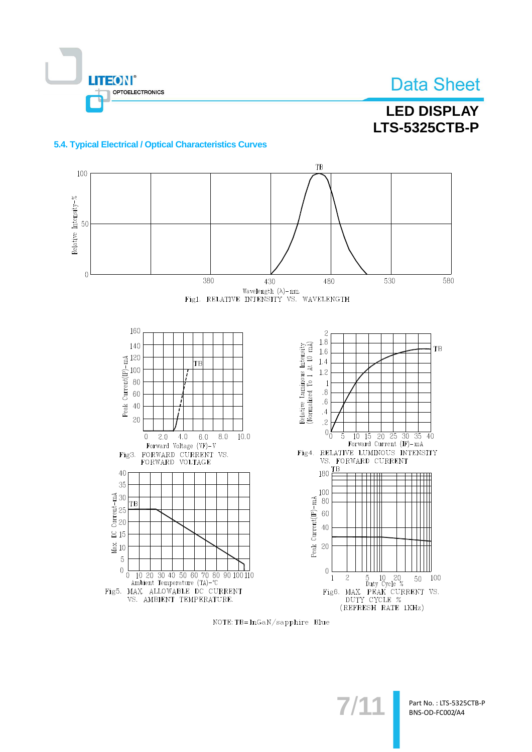## 5.4. Typical Electrical / Optical Characteristics Curves

Fig1. RELATIVE INTENSITY VS. WAVELENGTH

Fig3. FORWARD CURRENT VS. FORWARD VOLTAGE

Fig4. RELATIVE LUMINOUS INTENSITY VS. FORWARD CURRENT

Fig5. MAX ALLOWABLE DC CURRENT VS. AMBIENT TEMPERATURE

Fig6. MAX PEAK CURRENT VS. DUTY CYCLE % (REFRESH RATE 1KHz)

NOTE: TB=InGaN/sapphire Blue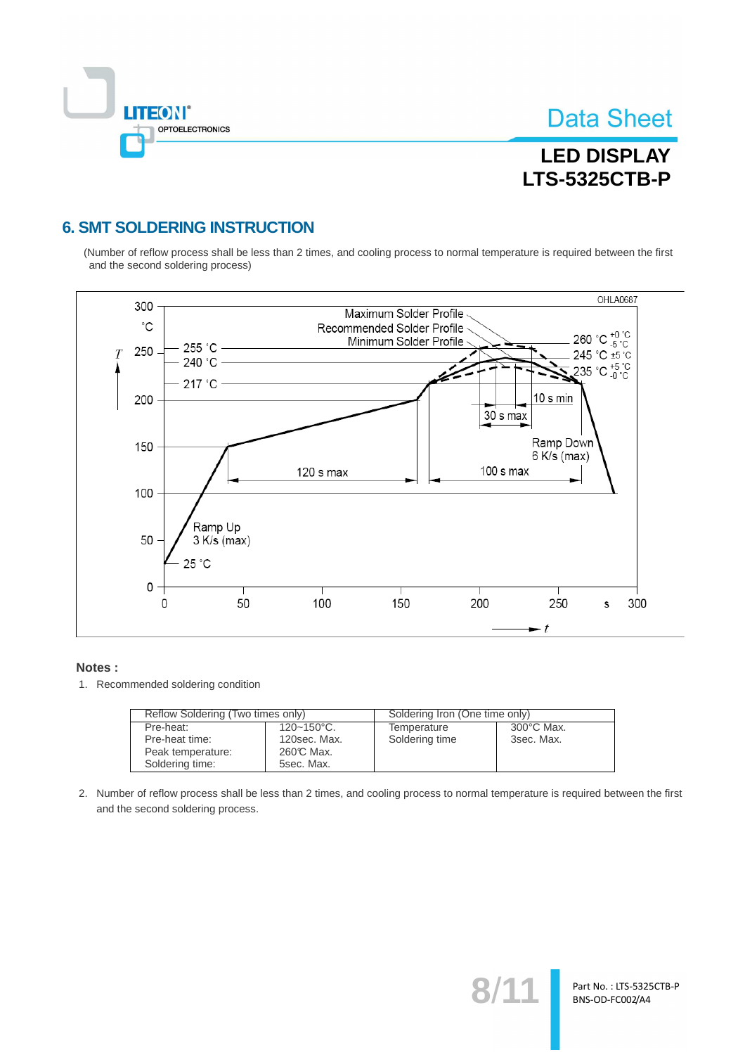## 6. SMT SOLDERING INSTRUCTION

(Number of reflow process shall be less than 2 times, and cooling process to normal temperature is required between the first and the second soldering process)

### Notes :

1. Recommended soldering condition

| Reflow Soldering (Two times only) | | Soldering Iron (One time only) | |
|---|---|---|---|
| Pre-heat:<br>Pre-heat time:<br>Peak temperature:<br>Soldering time: | 120~150°C.<br>120sec. Max.<br>260℃ Max.<br>5sec. Max. | Temperature<br>Soldering time | 300°C Max.<br>3sec. Max. |

2. Number of reflow process shall be less than 2 times, and cooling process to normal temperature is required between the first and the second soldering process.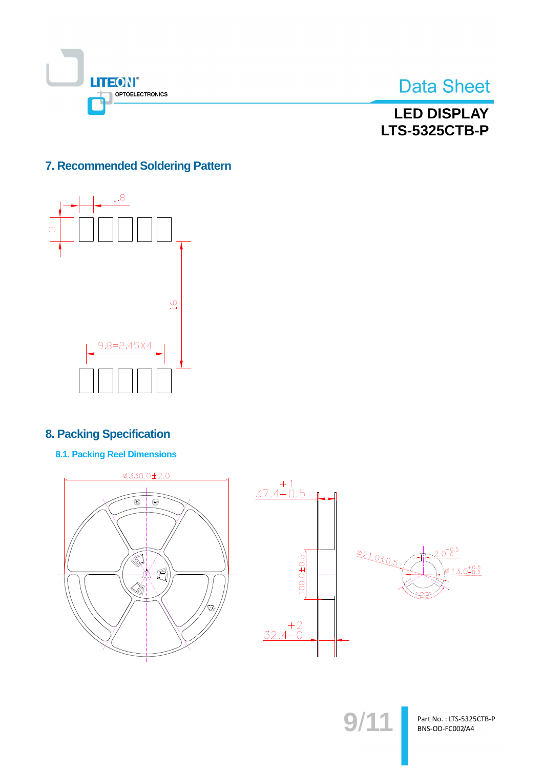# LED DISPLAY
# LTS-5325CTB-P

## 7. Recommended Soldering Pattern

1.8

3

16

9.8=2.45X4

## 8. Packing Specification

### 8.1. Packing Reel Dimensions

ø330.0±2.0

$37.4^{+1}_{-0.5}$

100.0±0.5

$32.4^{+2}_{-0}$

ø21.0±0.5

$2.0^{+0.5}_{-0}$

$ø13.0^{+0.5}_{-0.2}$

120°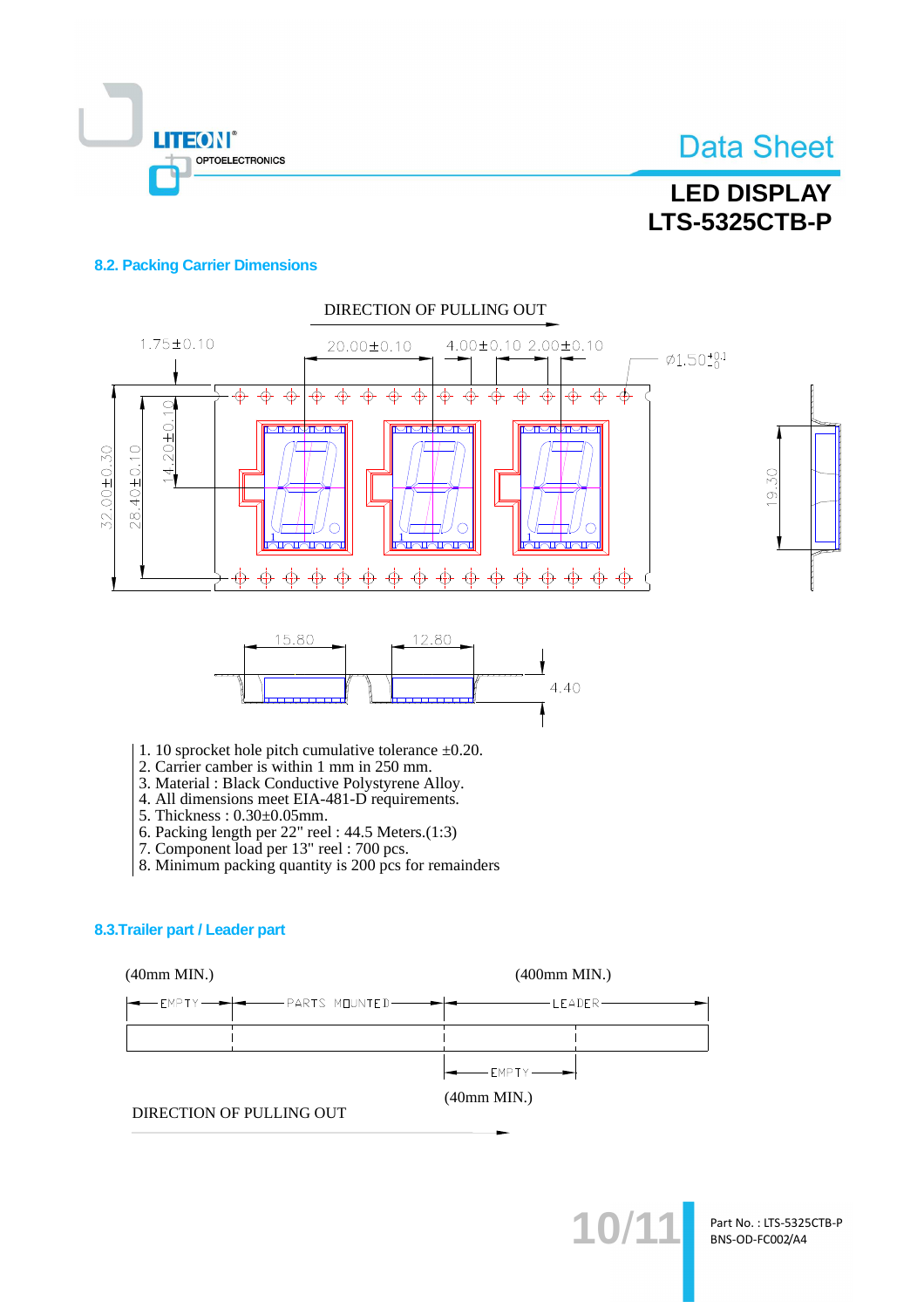## 8.2. Packing Carrier Dimensions

DIRECTION OF PULLING OUT

1.75±0.10 20.00±0.10 4.00±0.10 2.00±0.10 Ø1.50$^{+0.1}_{-0}$

32.00±0.30 28.40±0.10 14.20±0.10 19.30

15.80 12.80 4.40

1. 10 sprocket hole pitch cumulative tolerance ±0.20.
2. Carrier camber is within 1 mm in 250 mm.
3. Material : Black Conductive Polystyrene Alloy.
4. All dimensions meet EIA-481-D requirements.
5. Thickness : 0.30±0.05mm.
6. Packing length per 22" reel : 44.5 Meters.(1:3)
7. Component load per 13" reel : 700 pcs.
8. Minimum packing quantity is 200 pcs for remainders

## 8.3.Trailer part / Leader part

(40mm MIN.) (400mm MIN.)

EMPTY PARTS MOUNTED LEADER

EMPTY

(40mm MIN.)

DIRECTION OF PULLING OUT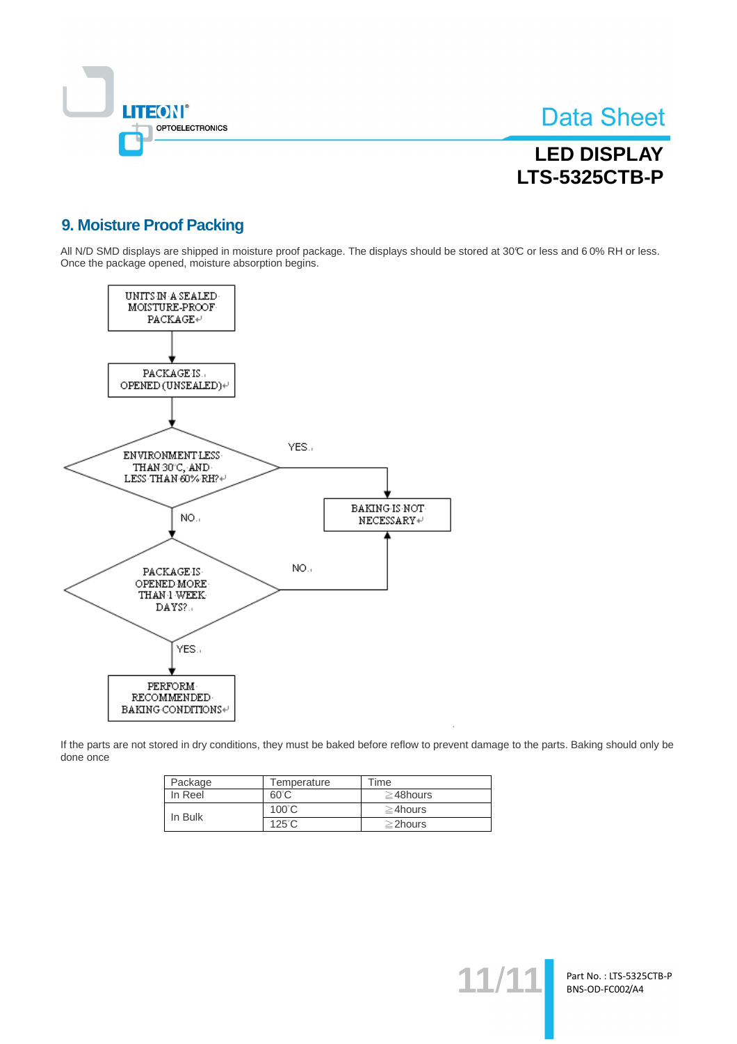## 9. Moisture Proof Packing

All N/D SMD displays are shipped in moisture proof package. The displays should be stored at 30℃ or less and 6 0% RH or less. Once the package opened, moisture absorption begins.

UNITS IN A SEALED MOISTURE-PROOF PACKAGE

PACKAGE IS OPENED (UNSEALED)

ENVIRONMENT LESS THAN 30°C, AND LESS THAN 60% RH?

YES

BAKING IS NOT NECESSARY

NO

PACKAGE IS OPENED MORE THAN 1 WEEK DAYS?

NO

YES

PERFORM RECOMMENDED BAKING CONDITIONS

If the parts are not stored in dry conditions, they must be baked before reflow to prevent damage to the parts. Baking should only be done once

| Package | Temperature | Time |
|---|---|---|
| In Reel | 60°C | ≧48hours |
| In Bulk | 100°C | ≧4hours |
| | 125°C | ≧2hours |